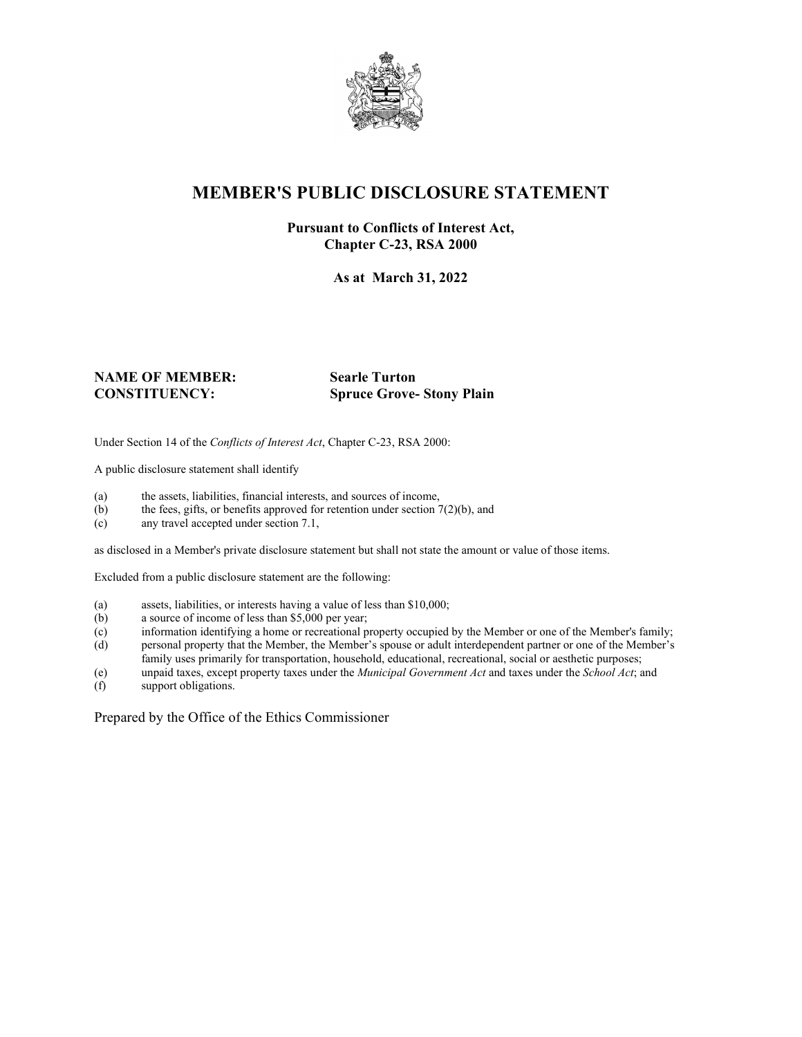# MEMBER'S PUBLIC DISCLOSURE STATEMENT

**Pursuant to Conflicts of Interest Act, Chapter C-23, RSA 2000**

**As at March 31, 2022**

**NAME OF MEMBER:** **Searle Turton**
**CONSTITUENCY:** **Spruce Grove- Stony Plain**

Under Section 14 of the *Conflicts of Interest Act*, Chapter C-23, RSA 2000:

A public disclosure statement shall identify

(a) the assets, liabilities, financial interests, and sources of income,
(b) the fees, gifts, or benefits approved for retention under section 7(2)(b), and
(c) any travel accepted under section 7.1,

as disclosed in a Member's private disclosure statement but shall not state the amount or value of those items.

Excluded from a public disclosure statement are the following:

(a) assets, liabilities, or interests having a value of less than $10,000;
(b) a source of income of less than $5,000 per year;
(c) information identifying a home or recreational property occupied by the Member or one of the Member's family;
(d) personal property that the Member, the Member's spouse or adult interdependent partner or one of the Member's family uses primarily for transportation, household, educational, recreational, social or aesthetic purposes;
(e) unpaid taxes, except property taxes under the *Municipal Government Act* and taxes under the *School Act*; and
(f) support obligations.

Prepared by the Office of the Ethics Commissioner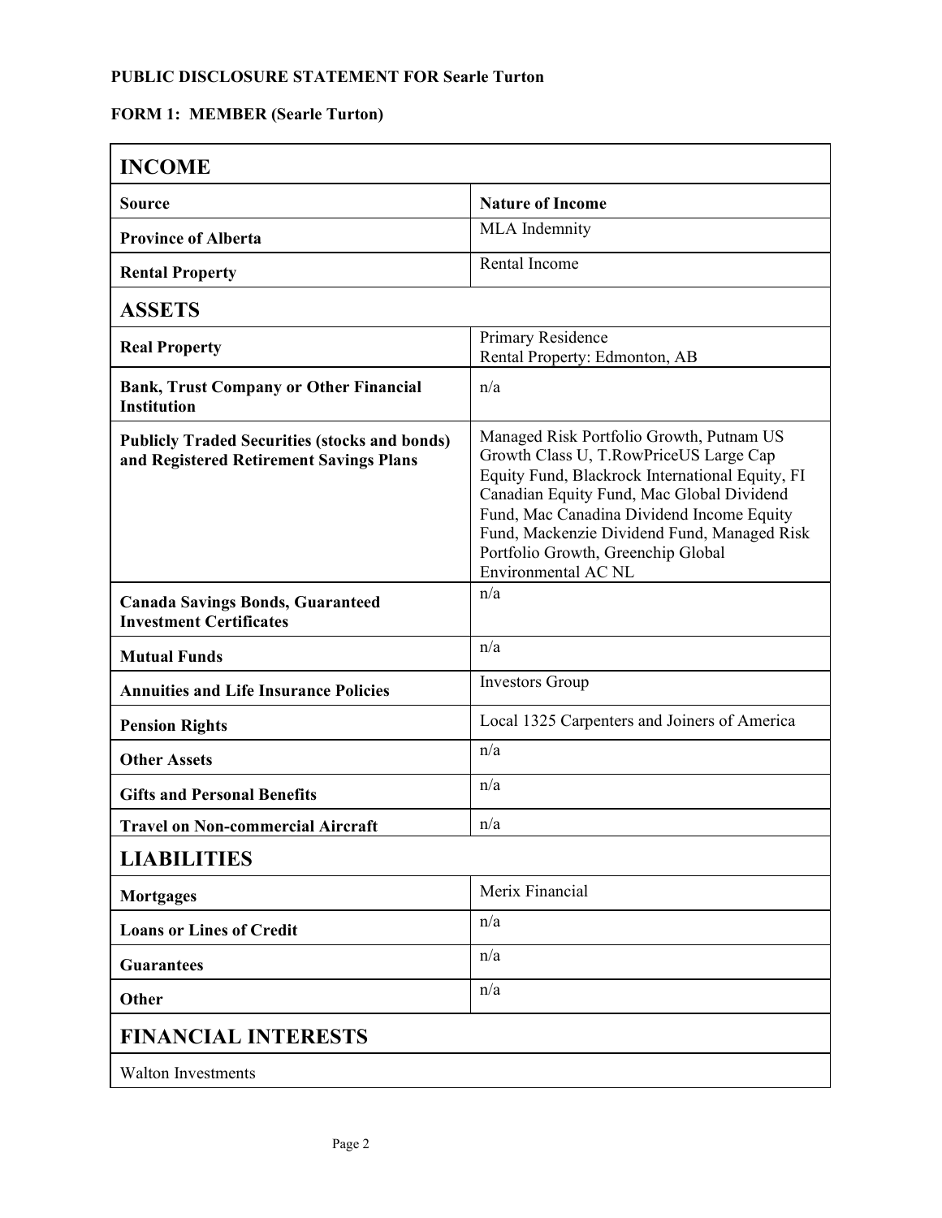**PUBLIC DISCLOSURE STATEMENT FOR Searle Turton**

**FORM 1: MEMBER (Searle Turton)**

| **INCOME** | |
|---|---|
| **Source** | **Nature of Income** |
| **Province of Alberta** | MLA Indemnity |
| **Rental Property** | Rental Income |
| **ASSETS** | |
| **Real Property** | Primary Residence<br>Rental Property: Edmonton, AB |
| **Bank, Trust Company or Other Financial Institution** | n/a |
| **Publicly Traded Securities (stocks and bonds) and Registered Retirement Savings Plans** | Managed Risk Portfolio Growth, Putnam US Growth Class U, T.RowPriceUS Large Cap Equity Fund, Blackrock International Equity, FI Canadian Equity Fund, Mac Global Dividend Fund, Mac Canadina Dividend Income Equity Fund, Mackenzie Dividend Fund, Managed Risk Portfolio Growth, Greenchip Global Environmental AC NL |
| **Canada Savings Bonds, Guaranteed Investment Certificates** | n/a |
| **Mutual Funds** | n/a |
| **Annuities and Life Insurance Policies** | Investors Group |
| **Pension Rights** | Local 1325 Carpenters and Joiners of America |
| **Other Assets** | n/a |
| **Gifts and Personal Benefits** | n/a |
| **Travel on Non-commercial Aircraft** | n/a |
| **LIABILITIES** | |
| **Mortgages** | Merix Financial |
| **Loans or Lines of Credit** | n/a |
| **Guarantees** | n/a |
| **Other** | n/a |
| **FINANCIAL INTERESTS** | |
| Walton Investments | |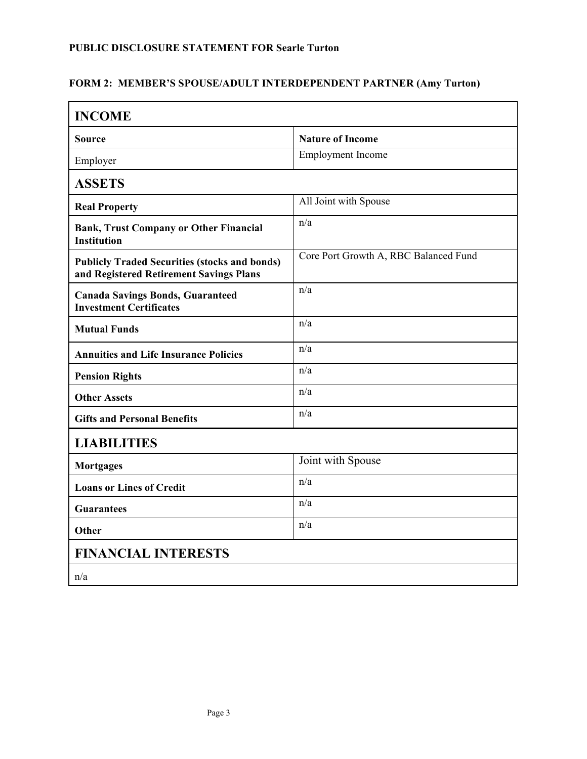**PUBLIC DISCLOSURE STATEMENT FOR Searle Turton**

**FORM 2: MEMBER'S SPOUSE/ADULT INTERDEPENDENT PARTNER (Amy Turton)**

| **INCOME** | |
|---|---|
| **Source** | **Nature of Income** |
| Employer | Employment Income |
| **ASSETS** | |
| **Real Property** | All Joint with Spouse |
| **Bank, Trust Company or Other Financial Institution** | n/a |
| **Publicly Traded Securities (stocks and bonds) and Registered Retirement Savings Plans** | Core Port Growth A, RBC Balanced Fund |
| **Canada Savings Bonds, Guaranteed Investment Certificates** | n/a |
| **Mutual Funds** | n/a |
| **Annuities and Life Insurance Policies** | n/a |
| **Pension Rights** | n/a |
| **Other Assets** | n/a |
| **Gifts and Personal Benefits** | n/a |
| **LIABILITIES** | |
| **Mortgages** | Joint with Spouse |
| **Loans or Lines of Credit** | n/a |
| **Guarantees** | n/a |
| **Other** | n/a |
| **FINANCIAL INTERESTS** | |
| n/a | |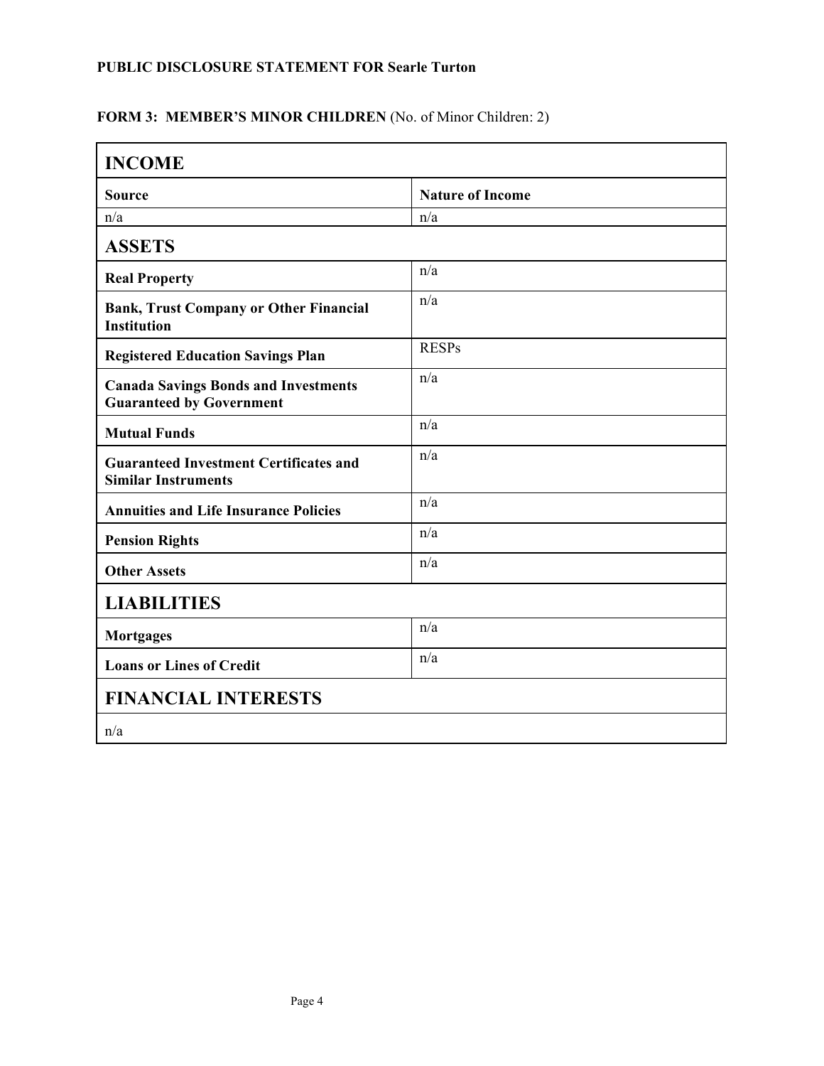**PUBLIC DISCLOSURE STATEMENT FOR Searle Turton**

**FORM 3: MEMBER'S MINOR CHILDREN** (No. of Minor Children: 2)

## INCOME

| Source | Nature of Income |
|---|---|
| n/a | n/a |

## ASSETS

| | |
|---|---|
| **Real Property** | n/a |
| **Bank, Trust Company or Other Financial Institution** | n/a |
| **Registered Education Savings Plan** | RESPs |
| **Canada Savings Bonds and Investments Guaranteed by Government** | n/a |
| **Mutual Funds** | n/a |
| **Guaranteed Investment Certificates and Similar Instruments** | n/a |
| **Annuities and Life Insurance Policies** | n/a |
| **Pension Rights** | n/a |
| **Other Assets** | n/a |

## LIABILITIES

| | |
|---|---|
| **Mortgages** | n/a |
| **Loans or Lines of Credit** | n/a |

## FINANCIAL INTERESTS

n/a